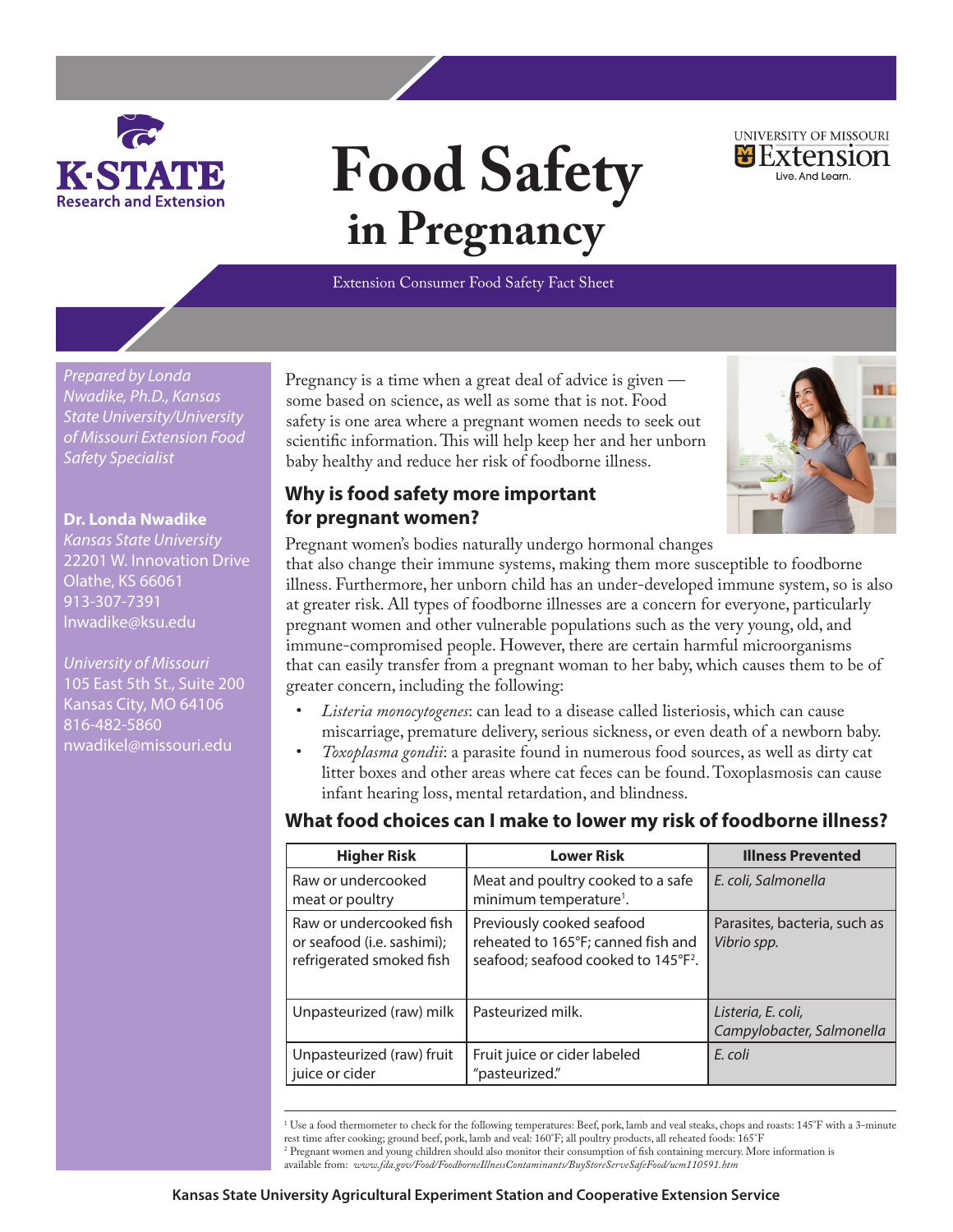# Food Safety in Pregnancy

Extension Consumer Food Safety Fact Sheet

*Prepared by Londa Nwadike, Ph.D., Kansas State University/University of Missouri Extension Food Safety Specialist*

**Dr. Londa Nwadike**
*Kansas State University*
22201 W. Innovation Drive
Olathe, KS 66061
913-307-7391
lnwadike@ksu.edu

*University of Missouri*
105 East 5th St., Suite 200
Kansas City, MO 64106
816-482-5860
nwadikel@missouri.edu

Pregnancy is a time when a great deal of advice is given — some based on science, as well as some that is not. Food safety is one area where a pregnant women needs to seek out scientific information. This will help keep her and her unborn baby healthy and reduce her risk of foodborne illness.

## Why is food safety more important for pregnant women?

Pregnant women's bodies naturally undergo hormonal changes that also change their immune systems, making them more susceptible to foodborne illness. Furthermore, her unborn child has an under-developed immune system, so is also at greater risk. All types of foodborne illnesses are a concern for everyone, particularly pregnant women and other vulnerable populations such as the very young, old, and immune-compromised people. However, there are certain harmful microorganisms that can easily transfer from a pregnant woman to her baby, which causes them to be of greater concern, including the following:

- *Listeria monocytogenes*: can lead to a disease called listeriosis, which can cause miscarriage, premature delivery, serious sickness, or even death of a newborn baby.
- *Toxoplasma gondii*: a parasite found in numerous food sources, as well as dirty cat litter boxes and other areas where cat feces can be found. Toxoplasmosis can cause infant hearing loss, mental retardation, and blindness.

## What food choices can I make to lower my risk of foodborne illness?

| Higher Risk | Lower Risk | Illness Prevented |
|---|---|---|
| Raw or undercooked meat or poultry | Meat and poultry cooked to a safe minimum temperature[1]. | *E. coli, Salmonella* |
| Raw or undercooked fish or seafood (i.e. sashimi); refrigerated smoked fish | Previously cooked seafood reheated to 165°F; canned fish and seafood; seafood cooked to 145°F[2]. | Parasites, bacteria, such as *Vibrio spp.* |
| Unpasteurized (raw) milk | Pasteurized milk. | *Listeria, E. coli, Campylobacter, Salmonella* |
| Unpasteurized (raw) fruit juice or cider | Fruit juice or cider labeled "pasteurized." | *E. coli* |

[1] Use a food thermometer to check for the following temperatures: Beef, pork, lamb and veal steaks, chops and roasts: 145°F with a 3-minute rest time after cooking; ground beef, pork, lamb and veal: 160°F; all poultry products, all reheated foods: 165°F

[2] Pregnant women and young children should also monitor their consumption of fish containing mercury. More information is available from: *www.fda.gov/Food/FoodborneIllnessContaminants/BuyStoreServeSafeFood/ucm110591.htm*

Kansas State University Agricultural Experiment Station and Cooperative Extension Service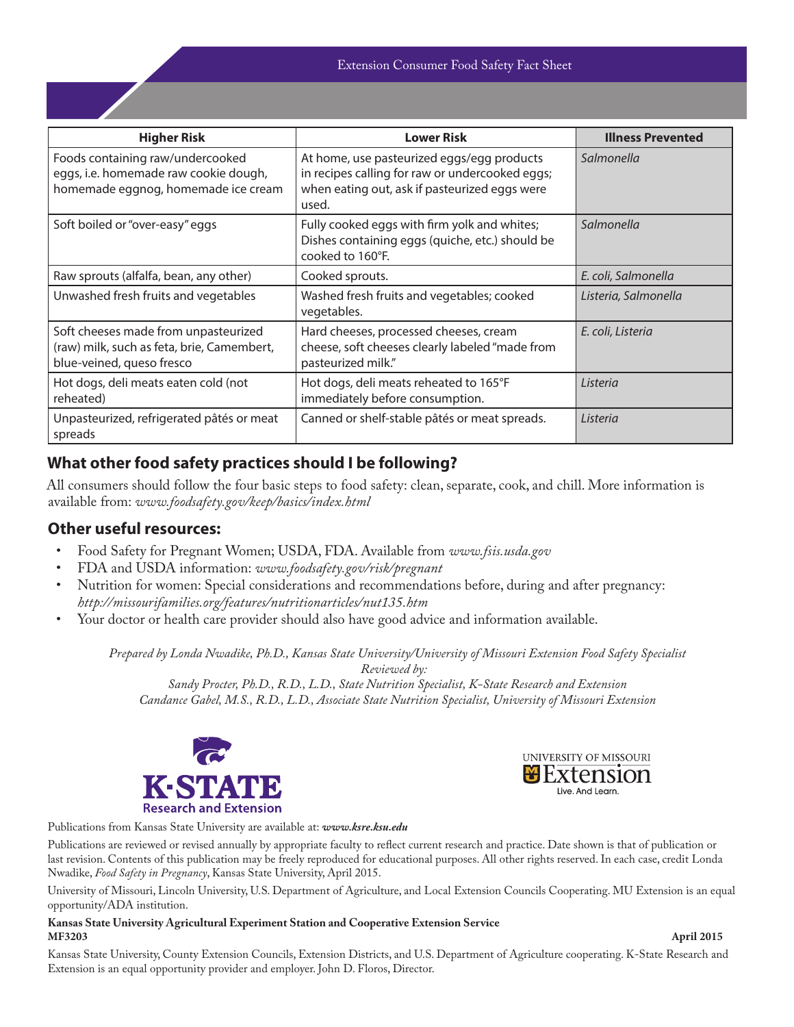| Higher Risk | Lower Risk | Illness Prevented |
|---|---|---|
| Foods containing raw/undercooked eggs, i.e. homemade raw cookie dough, homemade eggnog, homemade ice cream | At home, use pasteurized eggs/egg products in recipes calling for raw or undercooked eggs; when eating out, ask if pasteurized eggs were used. | *Salmonella* |
| Soft boiled or "over-easy" eggs | Fully cooked eggs with firm yolk and whites; Dishes containing eggs (quiche, etc.) should be cooked to 160°F. | *Salmonella* |
| Raw sprouts (alfalfa, bean, any other) | Cooked sprouts. | *E. coli, Salmonella* |
| Unwashed fresh fruits and vegetables | Washed fresh fruits and vegetables; cooked vegetables. | *Listeria, Salmonella* |
| Soft cheeses made from unpasteurized (raw) milk, such as feta, brie, Camembert, blue-veined, queso fresco | Hard cheeses, processed cheeses, cream cheese, soft cheeses clearly labeled "made from pasteurized milk." | *E. coli, Listeria* |
| Hot dogs, deli meats eaten cold (not reheated) | Hot dogs, deli meats reheated to 165°F immediately before consumption. | *Listeria* |
| Unpasteurized, refrigerated pâtés or meat spreads | Canned or shelf-stable pâtés or meat spreads. | *Listeria* |

## What other food safety practices should I be following?

All consumers should follow the four basic steps to food safety: clean, separate, cook, and chill. More information is available from: *www.foodsafety.gov/keep/basics/index.html*

## Other useful resources:

- Food Safety for Pregnant Women; USDA, FDA. Available from *www.fsis.usda.gov*
- FDA and USDA information: *www.foodsafety.gov/risk/pregnant*
- Nutrition for women: Special considerations and recommendations before, during and after pregnancy: *http://missourifamilies.org/features/nutritionarticles/nut135.htm*
- Your doctor or health care provider should also have good advice and information available.

*Prepared by Londa Nwadike, Ph.D., Kansas State University/University of Missouri Extension Food Safety Specialist*
*Reviewed by:*
*Sandy Procter, Ph.D., R.D., L.D., State Nutrition Specialist, K-State Research and Extension*
*Candance Gabel, M.S., R.D., L.D., Associate State Nutrition Specialist, University of Missouri Extension*

K-STATE Research and Extension

UNIVERSITY OF MISSOURI Extension Live. And Learn.

Publications from Kansas State University are available at: ***www.ksre.ksu.edu***

Publications are reviewed or revised annually by appropriate faculty to reflect current research and practice. Date shown is that of publication or last revision. Contents of this publication may be freely reproduced for educational purposes. All other rights reserved. In each case, credit Londa Nwadike, *Food Safety in Pregnancy*, Kansas State University, April 2015.

University of Missouri, Lincoln University, U.S. Department of Agriculture, and Local Extension Councils Cooperating. MU Extension is an equal opportunity/ADA institution.

**Kansas State University Agricultural Experiment Station and Cooperative Extension Service**
**MF3203** **April 2015**

Kansas State University, County Extension Councils, Extension Districts, and U.S. Department of Agriculture cooperating. K-State Research and Extension is an equal opportunity provider and employer. John D. Floros, Director.